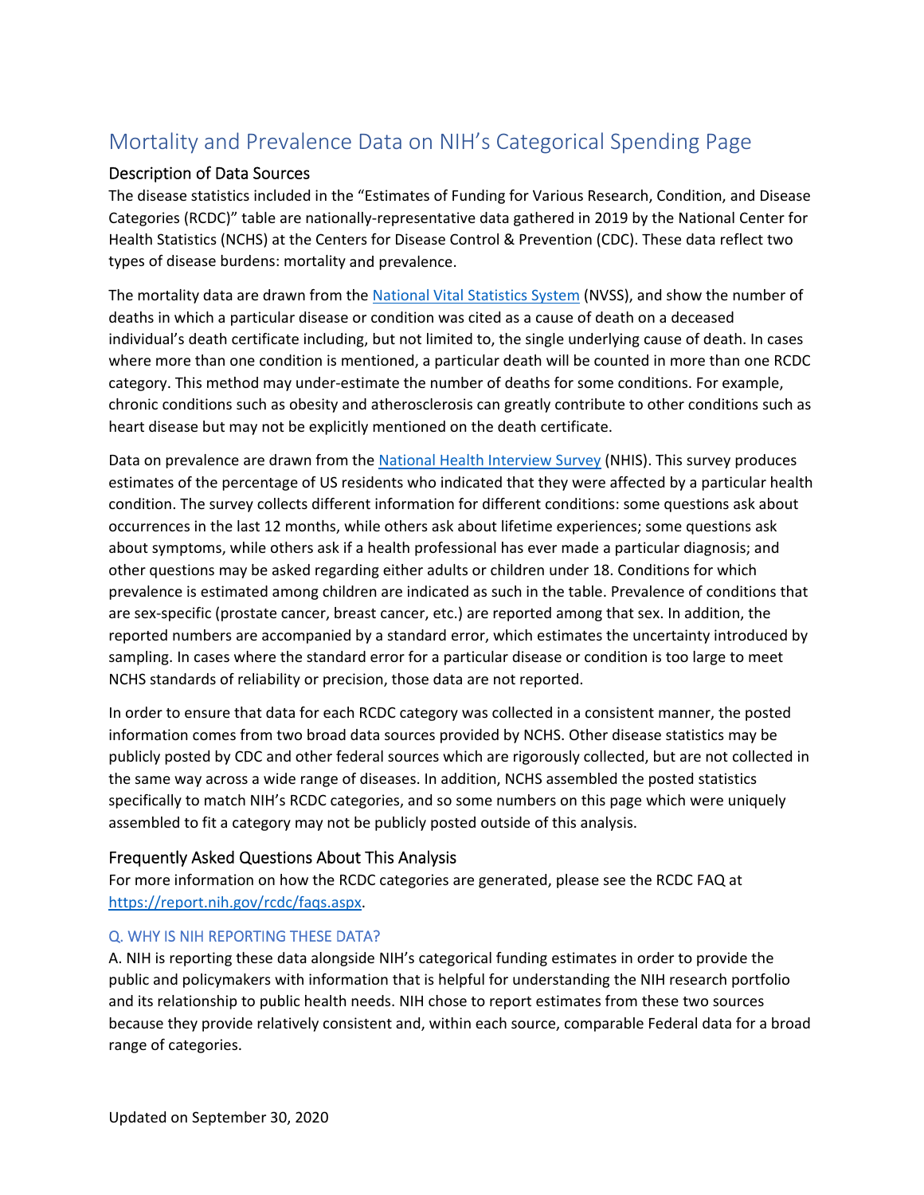# Mortality and Prevalence Data on NIH's Categorical Spending Page

## Description of Data Sources

The disease statistics included in the "Estimates of Funding for Various Research, Condition, and Disease Categories (RCDC)" table are nationally-representative data gathered in 2019 by the National Center for Health Statistics (NCHS) at the Centers for Disease Control & Prevention (CDC). These data reflect two types of disease burdens: mortality and prevalence.

The mortality data are drawn from the [National Vital Statistics System](#) (NVSS), and show the number of deaths in which a particular disease or condition was cited as a cause of death on a deceased individual's death certificate including, but not limited to, the single underlying cause of death. In cases where more than one condition is mentioned, a particular death will be counted in more than one RCDC category. This method may under-estimate the number of deaths for some conditions. For example, chronic conditions such as obesity and atherosclerosis can greatly contribute to other conditions such as heart disease but may not be explicitly mentioned on the death certificate.

Data on prevalence are drawn from the [National Health Interview Survey](#) (NHIS). This survey produces estimates of the percentage of US residents who indicated that they were affected by a particular health condition. The survey collects different information for different conditions: some questions ask about occurrences in the last 12 months, while others ask about lifetime experiences; some questions ask about symptoms, while others ask if a health professional has ever made a particular diagnosis; and other questions may be asked regarding either adults or children under 18. Conditions for which prevalence is estimated among children are indicated as such in the table. Prevalence of conditions that are sex-specific (prostate cancer, breast cancer, etc.) are reported among that sex. In addition, the reported numbers are accompanied by a standard error, which estimates the uncertainty introduced by sampling. In cases where the standard error for a particular disease or condition is too large to meet NCHS standards of reliability or precision, those data are not reported.

In order to ensure that data for each RCDC category was collected in a consistent manner, the posted information comes from two broad data sources provided by NCHS. Other disease statistics may be publicly posted by CDC and other federal sources which are rigorously collected, but are not collected in the same way across a wide range of diseases. In addition, NCHS assembled the posted statistics specifically to match NIH's RCDC categories, and so some numbers on this page which were uniquely assembled to fit a category may not be publicly posted outside of this analysis.

## Frequently Asked Questions About This Analysis

For more information on how the RCDC categories are generated, please see the RCDC FAQ at https://report.nih.gov/rcdc/faqs.aspx.

### Q. WHY IS NIH REPORTING THESE DATA?

A. NIH is reporting these data alongside NIH's categorical funding estimates in order to provide the public and policymakers with information that is helpful for understanding the NIH research portfolio and its relationship to public health needs. NIH chose to report estimates from these two sources because they provide relatively consistent and, within each source, comparable Federal data for a broad range of categories.

Updated on September 30, 2020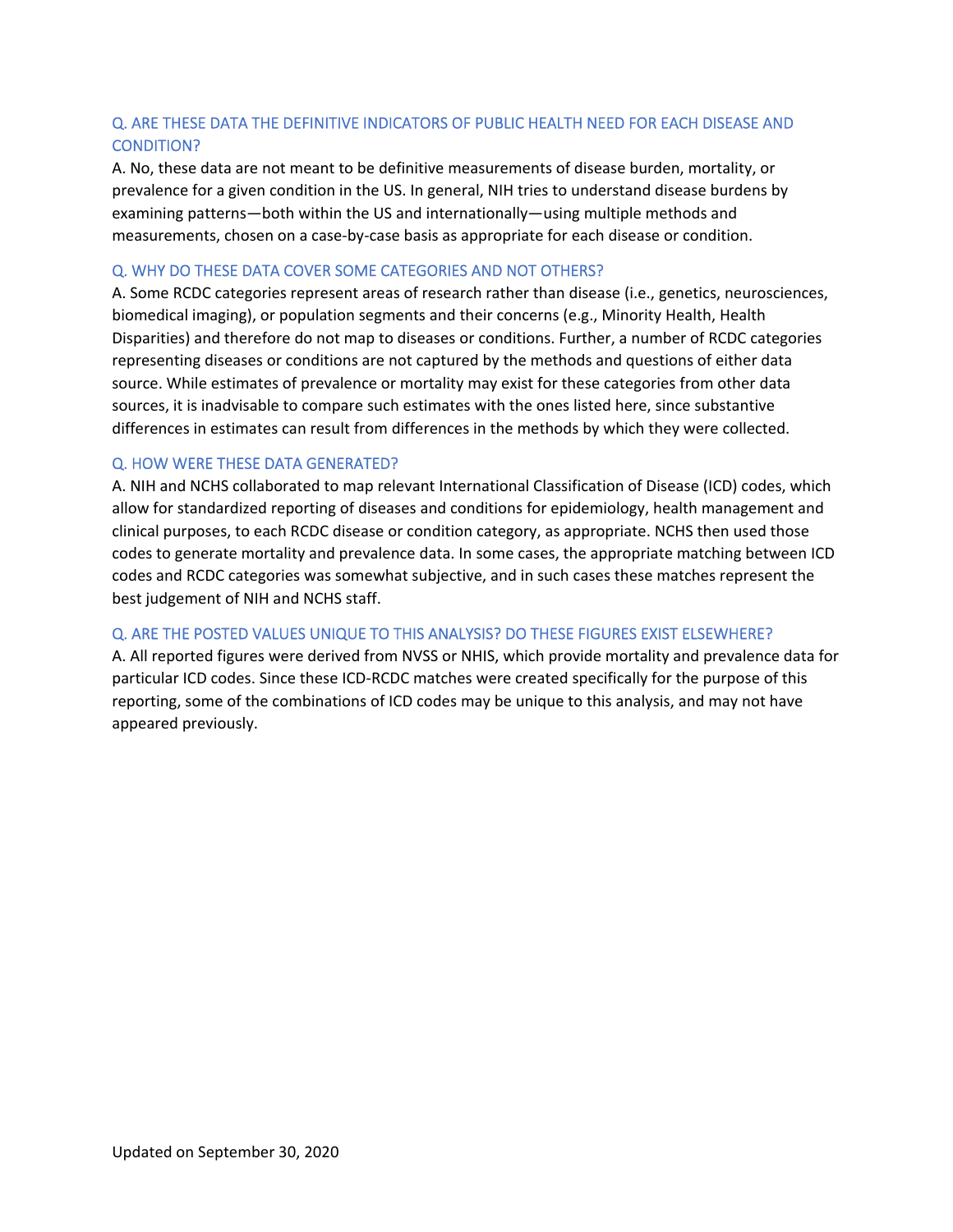### Q. ARE THESE DATA THE DEFINITIVE INDICATORS OF PUBLIC HEALTH NEED FOR EACH DISEASE AND CONDITION?

A. No, these data are not meant to be definitive measurements of disease burden, mortality, or prevalence for a given condition in the US. In general, NIH tries to understand disease burdens by examining patterns—both within the US and internationally—using multiple methods and measurements, chosen on a case-by-case basis as appropriate for each disease or condition.

### Q. WHY DO THESE DATA COVER SOME CATEGORIES AND NOT OTHERS?

A. Some RCDC categories represent areas of research rather than disease (i.e., genetics, neurosciences, biomedical imaging), or population segments and their concerns (e.g., Minority Health, Health Disparities) and therefore do not map to diseases or conditions. Further, a number of RCDC categories representing diseases or conditions are not captured by the methods and questions of either data source. While estimates of prevalence or mortality may exist for these categories from other data sources, it is inadvisable to compare such estimates with the ones listed here, since substantive differences in estimates can result from differences in the methods by which they were collected.

### Q. HOW WERE THESE DATA GENERATED?

A. NIH and NCHS collaborated to map relevant International Classification of Disease (ICD) codes, which allow for standardized reporting of diseases and conditions for epidemiology, health management and clinical purposes, to each RCDC disease or condition category, as appropriate. NCHS then used those codes to generate mortality and prevalence data. In some cases, the appropriate matching between ICD codes and RCDC categories was somewhat subjective, and in such cases these matches represent the best judgement of NIH and NCHS staff.

### Q. ARE THE POSTED VALUES UNIQUE TO THIS ANALYSIS? DO THESE FIGURES EXIST ELSEWHERE?

A. All reported figures were derived from NVSS or NHIS, which provide mortality and prevalence data for particular ICD codes. Since these ICD-RCDC matches were created specifically for the purpose of this reporting, some of the combinations of ICD codes may be unique to this analysis, and may not have appeared previously.

Updated on September 30, 2020